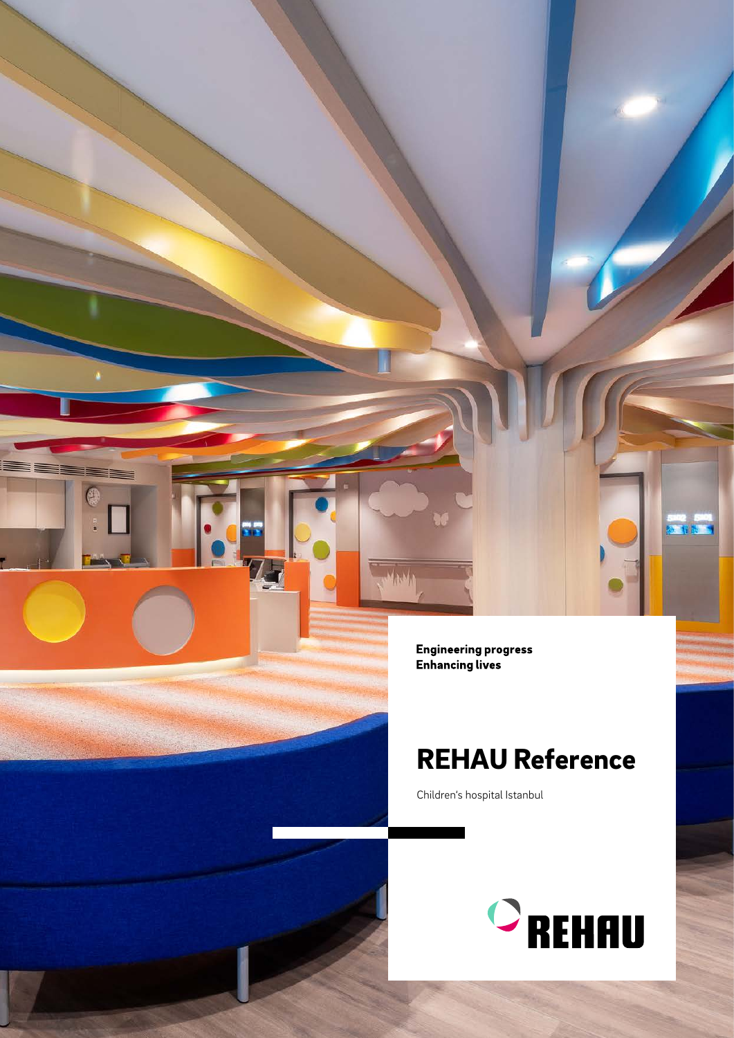**Engineering progress**
**Enhancing lives**

# REHAU Reference

Children's hospital Istanbul

REHAU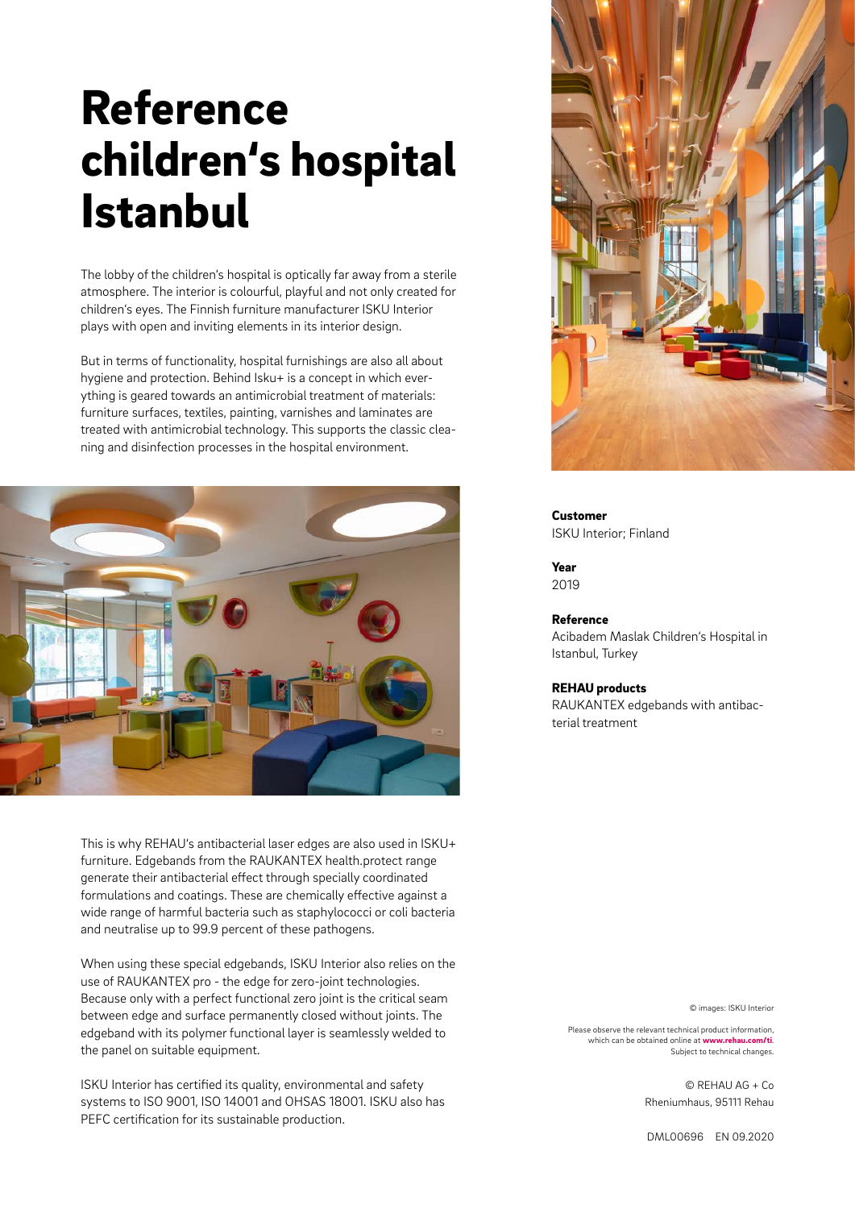# Reference children's hospital Istanbul

The lobby of the children's hospital is optically far away from a sterile atmosphere. The interior is colourful, playful and not only created for children's eyes. The Finnish furniture manufacturer ISKU Interior plays with open and inviting elements in its interior design.

But in terms of functionality, hospital furnishings are also all about hygiene and protection. Behind Isku+ is a concept in which everything is geared towards an antimicrobial treatment of materials: furniture surfaces, textiles, painting, varnishes and laminates are treated with antimicrobial technology. This supports the classic cleaning and disinfection processes in the hospital environment.

This is why REHAU's antibacterial laser edges are also used in ISKU+ furniture. Edgebands from the RAUKANTEX health.protect range generate their antibacterial effect through specially coordinated formulations and coatings. These are chemically effective against a wide range of harmful bacteria such as staphylococci or coli bacteria and neutralise up to 99.9 percent of these pathogens.

When using these special edgebands, ISKU Interior also relies on the use of RAUKANTEX pro - the edge for zero-joint technologies. Because only with a perfect functional zero joint is the critical seam between edge and surface permanently closed without joints. The edgeband with its polymer functional layer is seamlessly welded to the panel on suitable equipment.

ISKU Interior has certified its quality, environmental and safety systems to ISO 9001, ISO 14001 and OHSAS 18001. ISKU also has PEFC certification for its sustainable production.

**Customer**
ISKU Interior; Finland

**Year**
2019

**Reference**
Acibadem Maslak Children's Hospital in Istanbul, Turkey

**REHAU products**
RAUKANTEX edgebands with antibacterial treatment

© images: ISKU Interior

Please observe the relevant technical product information, which can be obtained online at **www.rehau.com/ti**. Subject to technical changes.

© REHAU AG + Co
Rheniumhaus, 95111 Rehau

DML00696 EN 09.2020